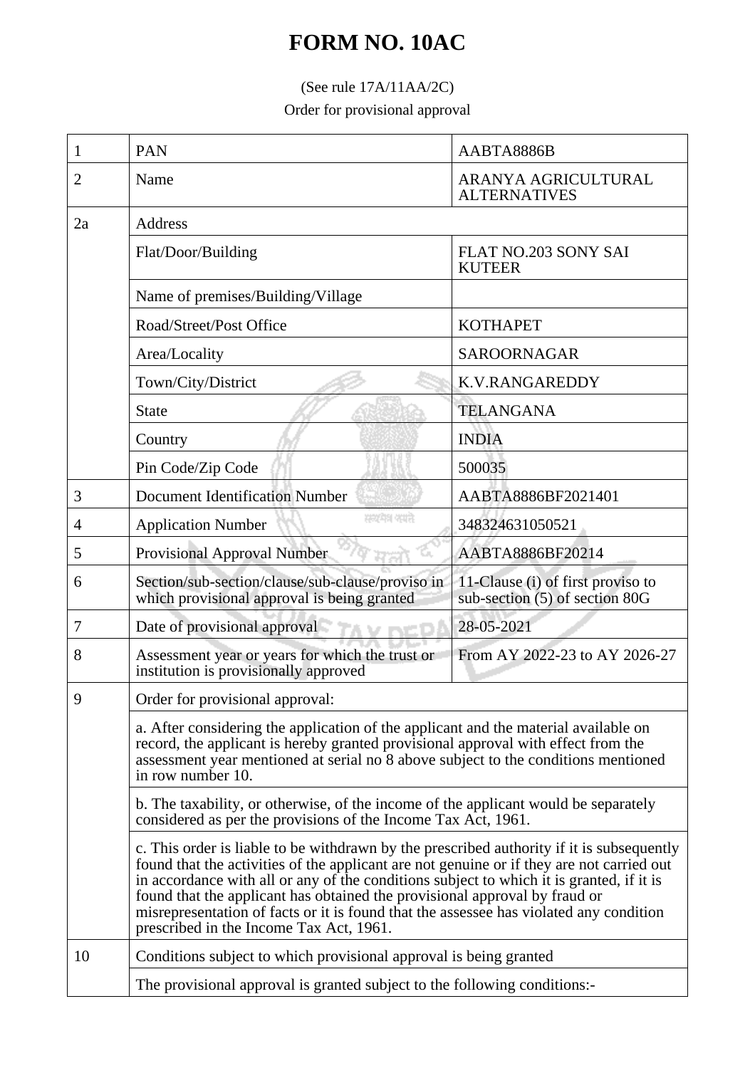# FORM NO. 10AC

(See rule 17A/11AA/2C)

Order for provisional approval

| 1 | PAN | AABTA8886B |
|---|---|---|
| 2 | Name | ARANYA AGRICULTURAL ALTERNATIVES |
| 2a | Address | |
| | Flat/Door/Building | FLAT NO.203 SONY SAI KUTEER |
| | Name of premises/Building/Village | |
| | Road/Street/Post Office | KOTHAPET |
| | Area/Locality | SAROORNAGAR |
| | Town/City/District | K.V.RANGAREDDY |
| | State | TELANGANA |
| | Country | INDIA |
| | Pin Code/Zip Code | 500035 |
| 3 | Document Identification Number | AABTA8886BF2021401 |
| 4 | Application Number | 348324631050521 |
| 5 | Provisional Approval Number | AABTA8886BF20214 |
| 6 | Section/sub-section/clause/sub-clause/proviso in which provisional approval is being granted | 11-Clause (i) of first proviso to sub-section (5) of section 80G |
| 7 | Date of provisional approval | 28-05-2021 |
| 8 | Assessment year or years for which the trust or institution is provisionally approved | From AY 2022-23 to AY 2026-27 |
| 9 | Order for provisional approval: | |
| | a. After considering the application of the applicant and the material available on record, the applicant is hereby granted provisional approval with effect from the assessment year mentioned at serial no 8 above subject to the conditions mentioned in row number 10. | |
| | b. The taxability, or otherwise, of the income of the applicant would be separately considered as per the provisions of the Income Tax Act, 1961. | |
| | c. This order is liable to be withdrawn by the prescribed authority if it is subsequently found that the activities of the applicant are not genuine or if they are not carried out in accordance with all or any of the conditions subject to which it is granted, if it is found that the applicant has obtained the provisional approval by fraud or misrepresentation of facts or it is found that the assessee has violated any condition prescribed in the Income Tax Act, 1961. | |
| 10 | Conditions subject to which provisional approval is being granted | |
| | The provisional approval is granted subject to the following conditions:- | |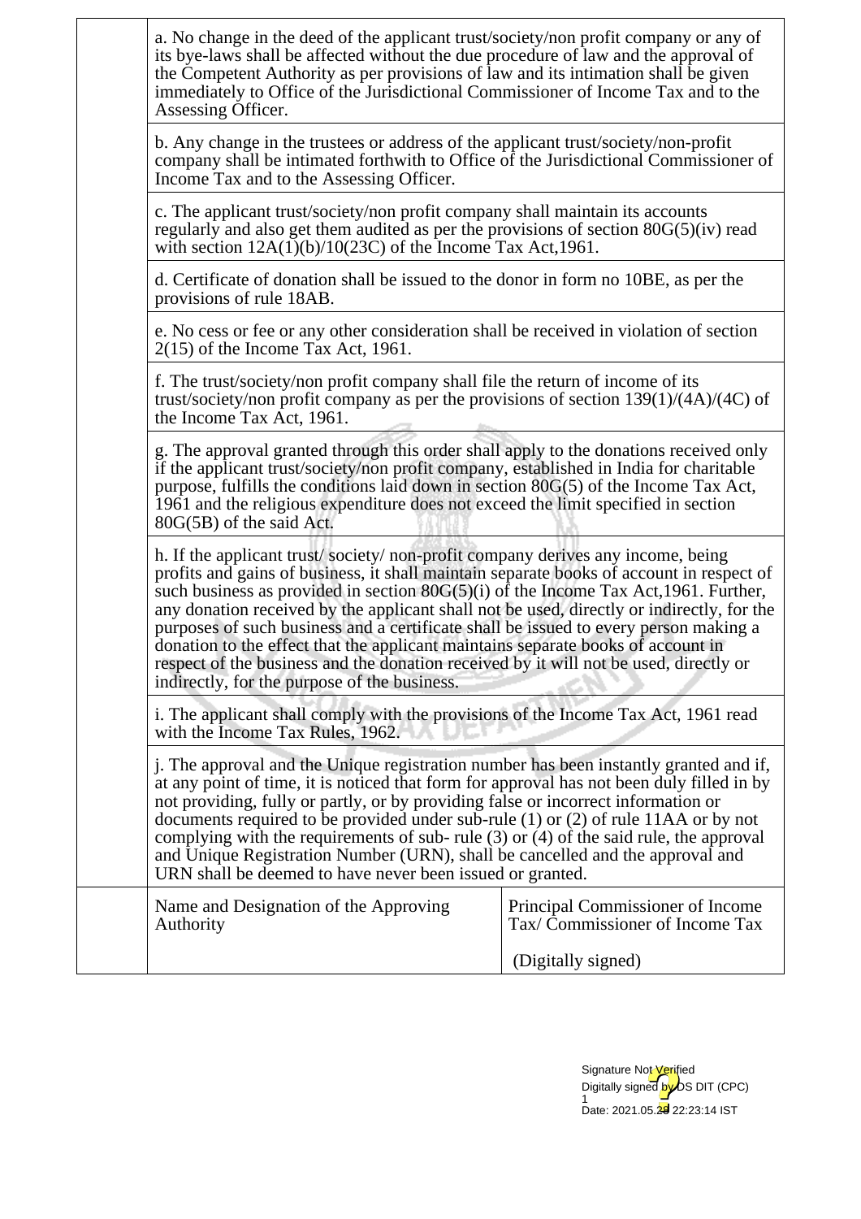| | |
|---|---|
| | a. No change in the deed of the applicant trust/society/non profit company or any of its bye-laws shall be affected without the due procedure of law and the approval of the Competent Authority as per provisions of law and its intimation shall be given immediately to Office of the Jurisdictional Commissioner of Income Tax and to the Assessing Officer. |
| | b. Any change in the trustees or address of the applicant trust/society/non-profit company shall be intimated forthwith to Office of the Jurisdictional Commissioner of Income Tax and to the Assessing Officer. |
| | c. The applicant trust/society/non profit company shall maintain its accounts regularly and also get them audited as per the provisions of section 80G(5)(iv) read with section 12A(1)(b)/10(23C) of the Income Tax Act,1961. |
| | d. Certificate of donation shall be issued to the donor in form no 10BE, as per the provisions of rule 18AB. |
| | e. No cess or fee or any other consideration shall be received in violation of section 2(15) of the Income Tax Act, 1961. |
| | f. The trust/society/non profit company shall file the return of income of its trust/society/non profit company as per the provisions of section 139(1)/(4A)/(4C) of the Income Tax Act, 1961. |
| | g. The approval granted through this order shall apply to the donations received only if the applicant trust/society/non profit company, established in India for charitable purpose, fulfills the conditions laid down in section 80G(5) of the Income Tax Act, 1961 and the religious expenditure does not exceed the limit specified in section 80G(5B) of the said Act. |
| | h. If the applicant trust/ society/ non-profit company derives any income, being profits and gains of business, it shall maintain separate books of account in respect of such business as provided in section 80G(5)(i) of the Income Tax Act,1961. Further, any donation received by the applicant shall not be used, directly or indirectly, for the purposes of such business and a certificate shall be issued to every person making a donation to the effect that the applicant maintains separate books of account in respect of the business and the donation received by it will not be used, directly or indirectly, for the purpose of the business. |
| | i. The applicant shall comply with the provisions of the Income Tax Act, 1961 read with the Income Tax Rules, 1962. |
| | j. The approval and the Unique registration number has been instantly granted and if, at any point of time, it is noticed that form for approval has not been duly filled in by not providing, fully or partly, or by providing false or incorrect information or documents required to be provided under sub-rule (1) or (2) of rule 11AA or by not complying with the requirements of sub- rule (3) or (4) of the said rule, the approval and Unique Registration Number (URN), shall be cancelled and the approval and URN shall be deemed to have never been issued or granted. |

| | | |
|---|---|---|
| | Name and Designation of the Approving Authority | Principal Commissioner of Income Tax/ Commissioner of Income Tax |
| | | (Digitally signed) |

Signature Not Verified
Digitally signed by DS DIT (CPC) 1
Date: 2021.05.28 22:23:14 IST